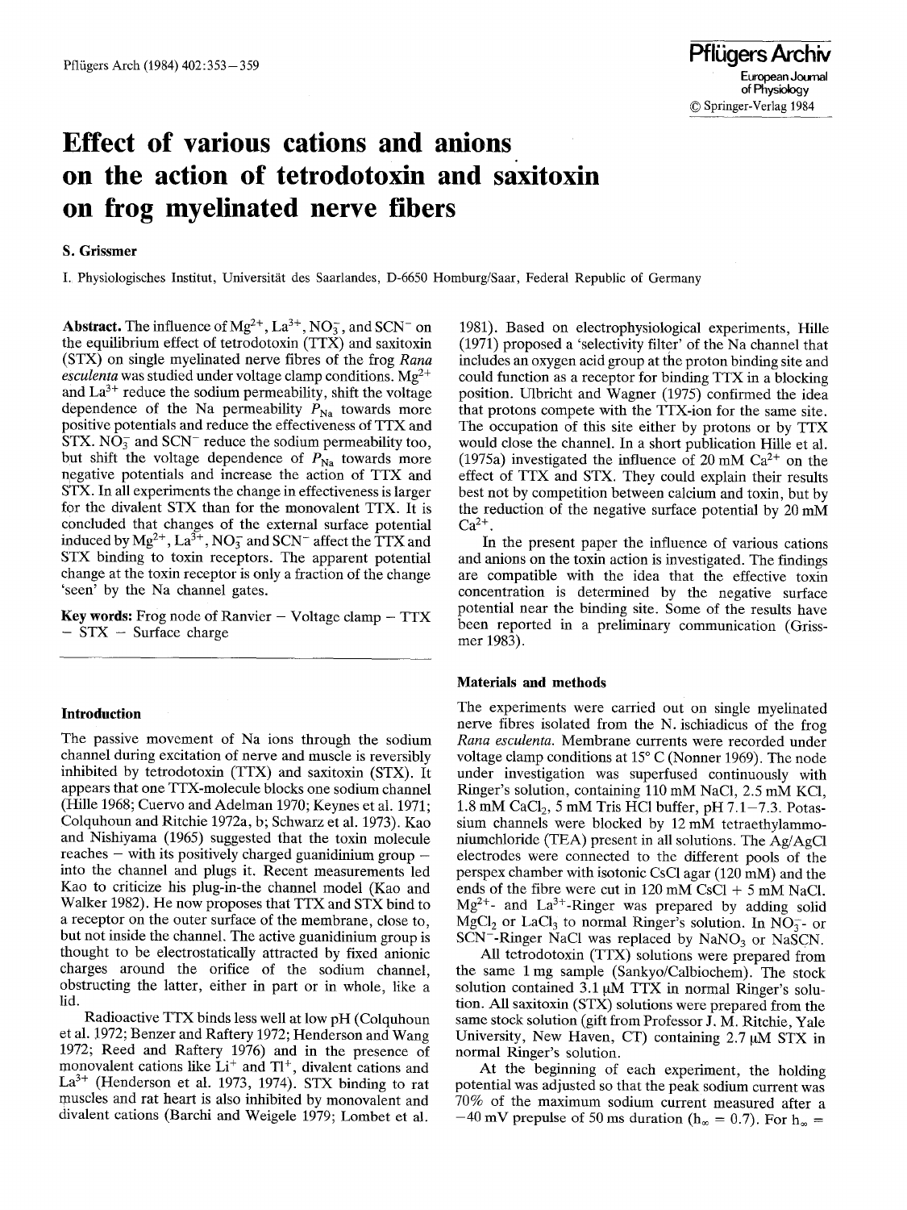# Effect of various cations and anions on the action of tetrodotoxin and saxitoxin on frog myelinated nerve fibers

**S. Grissmer**

I. Physiologisches Institut, Universität des Saarlandes, D-6650 Homburg/Saar, Federal Republic of Germany

**Abstract.** The influence of $Mg^{2+}$, $La^{3+}$, $NO_3^-$, and $SCN^-$ on the equilibrium effect of tetrodotoxin (TTX) and saxitoxin (STX) on single myelinated nerve fibres of the frog *Rana esculenta* was studied under voltage clamp conditions. $Mg^{2+}$ and $La^{3+}$ reduce the sodium permeability, shift the voltage dependence of the Na permeability $P_{Na}$ towards more positive potentials and reduce the effectiveness of TTX and STX. $NO_3^-$ and $SCN^-$ reduce the sodium permeability too, but shift the voltage dependence of $P_{Na}$ towards more negative potentials and increase the action of TTX and STX. In all experiments the change in effectiveness is larger for the divalent STX than for the monovalent TTX. It is concluded that changes of the external surface potential induced by $Mg^{2+}$, $La^{3+}$, $NO_3^-$ and $SCN^-$ affect the TTX and STX binding to toxin receptors. The apparent potential change at the toxin receptor is only a fraction of the change 'seen' by the Na channel gates.

**Key words:** Frog node of Ranvier – Voltage clamp – TTX – STX – Surface charge

## Introduction

The passive movement of Na ions through the sodium channel during excitation of nerve and muscle is reversibly inhibited by tetrodotoxin (TTX) and saxitoxin (STX). It appears that one TTX-molecule blocks one sodium channel (Hille 1968; Cuervo and Adelman 1970; Keynes et al. 1971; Colquhoun and Ritchie 1972a, b; Schwarz et al. 1973). Kao and Nishiyama (1965) suggested that the toxin molecule reaches – with its positively charged guanidinium group – into the channel and plugs it. Recent measurements led Kao to criticize his plug-in-the channel model (Kao and Walker 1982). He now proposes that TTX and STX bind to a receptor on the outer surface of the membrane, close to, but not inside the channel. The active guanidinium group is thought to be electrostatically attracted by fixed anionic charges around the orifice of the sodium channel, obstructing the latter, either in part or in whole, like a lid.

Radioactive TTX binds less well at low pH (Colquhoun et al. 1972; Benzer and Raftery 1972; Henderson and Wang 1972; Reed and Raftery 1976) and in the presence of monovalent cations like $Li^+$ and $Tl^+$, divalent cations and $La^{3+}$ (Henderson et al. 1973, 1974). STX binding to rat muscles and rat heart is also inhibited by monovalent and divalent cations (Barchi and Weigele 1979; Lombet et al. 1981). Based on electrophysiological experiments, Hille (1971) proposed a 'selectivity filter' of the Na channel that includes an oxygen acid group at the proton binding site and could function as a receptor for binding TTX in a blocking position. Ulbricht and Wagner (1975) confirmed the idea that protons compete with the TTX-ion for the same site. The occupation of this site either by protons or by TTX would close the channel. In a short publication Hille et al. (1975a) investigated the influence of 20 mM $Ca^{2+}$ on the effect of TTX and STX. They could explain their results best not by competition between calcium and toxin, but by the reduction of the negative surface potential by 20 mM $Ca^{2+}$.

In the present paper the influence of various cations and anions on the toxin action is investigated. The findings are compatible with the idea that the effective toxin concentration is determined by the negative surface potential near the binding site. Some of the results have been reported in a preliminary communication (Grissmer 1983).

## Materials and methods

The experiments were carried out on single myelinated nerve fibres isolated from the N. ischiadicus of the frog *Rana esculenta*. Membrane currents were recorded under voltage clamp conditions at 15° C (Nonner 1969). The node under investigation was superfused continuously with Ringer's solution, containing 110 mM NaCl, 2.5 mM KCl, 1.8 mM $CaCl_2$, 5 mM Tris HCl buffer, pH 7.1–7.3. Potassium channels were blocked by 12 mM tetraethylammoniumchloride (TEA) present in all solutions. The Ag/AgCl electrodes were connected to the different pools of the perspex chamber with isotonic CsCl agar (120 mM) and the ends of the fibre were cut in 120 mM CsCl + 5 mM NaCl. $Mg^{2+}$- and $La^{3+}$-Ringer was prepared by adding solid $MgCl_2$ or $LaCl_3$ to normal Ringer's solution. In $NO_3^-$- or $SCN^-$-Ringer NaCl was replaced by $NaNO_3$ or NaSCN.

All tetrodotoxin (TTX) solutions were prepared from the same 1 mg sample (Sankyo/Calbiochem). The stock solution contained 3.1 µM TTX in normal Ringer's solution. All saxitoxin (STX) solutions were prepared from the same stock solution (gift from Professor J. M. Ritchie, Yale University, New Haven, CT) containing 2.7 µM STX in normal Ringer's solution.

At the beginning of each experiment, the holding potential was adjusted so that the peak sodium current was 70% of the maximum sodium current measured after a −40 mV prepulse of 50 ms duration ($h_\infty = 0.7$). For $h_\infty =$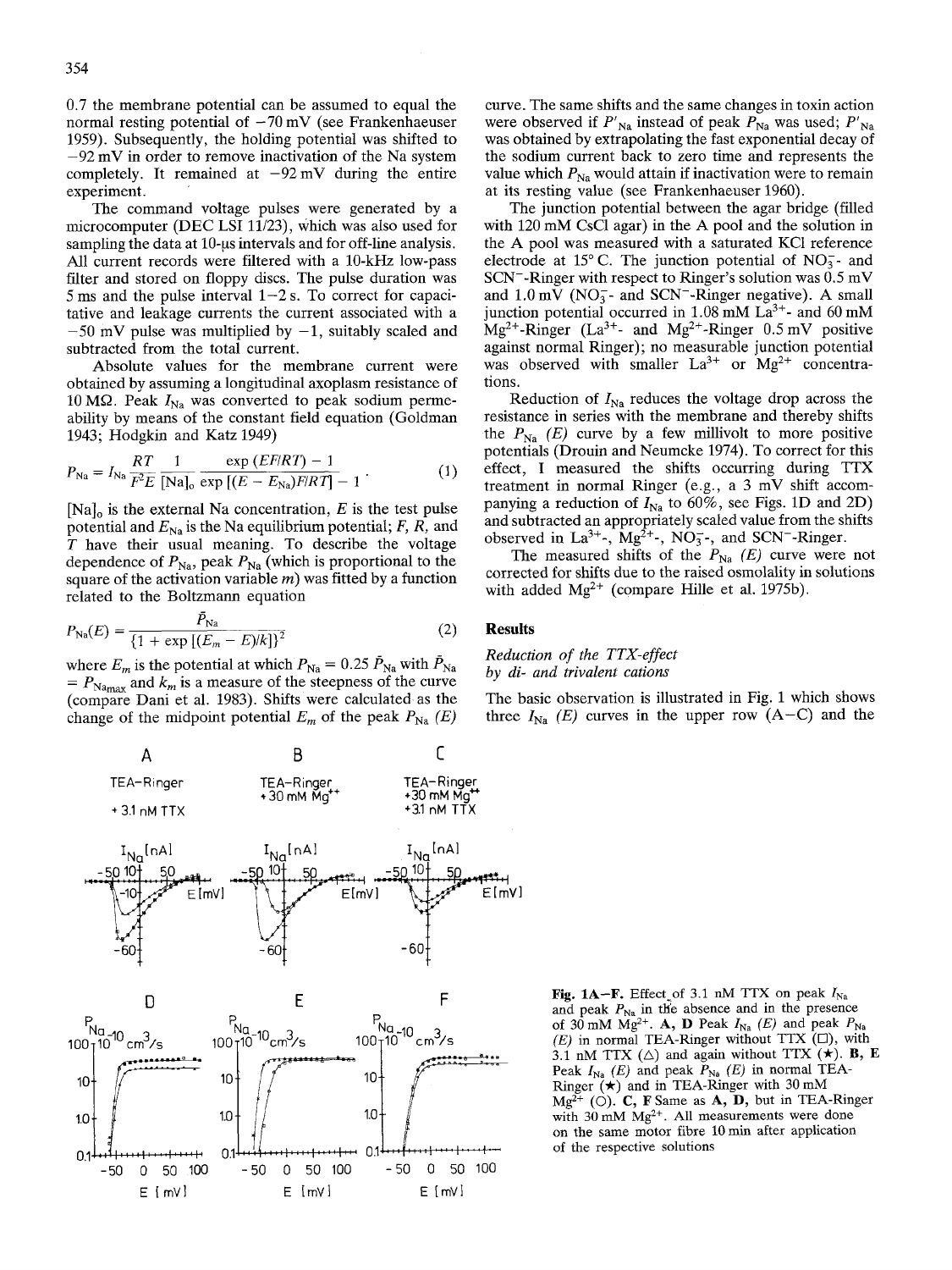0.7 the membrane potential can be assumed to equal the normal resting potential of −70 mV (see Frankenhaeuser 1959). Subsequently, the holding potential was shifted to −92 mV in order to remove inactivation of the Na system completely. It remained at −92 mV during the entire experiment.

The command voltage pulses were generated by a microcomputer (DEC LSI 11/23), which was also used for sampling the data at 10-μs intervals and for off-line analysis. All current records were filtered with a 10-kHz low-pass filter and stored on floppy discs. The pulse duration was 5 ms and the pulse interval 1–2 s. To correct for capacitative and leakage currents the current associated with a −50 mV pulse was multiplied by −1, suitably scaled and subtracted from the total current.

Absolute values for the membrane current were obtained by assuming a longitudinal axoplasm resistance of 10 MΩ. Peak $I_{Na}$ was converted to peak sodium permeability by means of the constant field equation (Goldman 1943; Hodgkin and Katz 1949)

$$P_{Na} = I_{Na} \frac{RT}{F^2 E} \frac{1}{[Na]_o} \frac{\exp(EF/RT) - 1}{\exp[(E - E_{Na})F/RT] - 1} \cdot \quad (1)$$

$[Na]_o$ is the external Na concentration, $E$ is the test pulse potential and $E_{Na}$ is the Na equilibrium potential; $F$, $R$, and $T$ have their usual meaning. To describe the voltage dependence of $P_{Na}$, peak $P_{Na}$ (which is proportional to the square of the activation variable $m$) was fitted by a function related to the Boltzmann equation

$$P_{Na}(E) = \frac{\bar{P}_{Na}}{\{1 + \exp[(E_m - E)/k]\}^2} \quad (2)$$

where $E_m$ is the potential at which $P_{Na} = 0.25\,\bar{P}_{Na}$ with $\bar{P}_{Na} = P_{Na_{max}}$ and $k_m$ is a measure of the steepness of the curve (compare Dani et al. 1983). Shifts were calculated as the change of the midpoint potential $E_m$ of the peak $P_{Na}$ $(E)$ curve. The same shifts and the same changes in toxin action were observed if $P'_{Na}$ instead of peak $P_{Na}$ was used; $P'_{Na}$ was obtained by extrapolating the fast exponential decay of the sodium current back to zero time and represents the value which $P_{Na}$ would attain if inactivation were to remain at its resting value (see Frankenhaeuser 1960).

The junction potential between the agar bridge (filled with 120 mM CsCl agar) in the A pool and the solution in the A pool was measured with a saturated KCl reference electrode at 15°C. The junction potential of $NO_3^-$- and $SCN^-$-Ringer with respect to Ringer's solution was 0.5 mV and 1.0 mV ($NO_3^-$- and $SCN^-$-Ringer negative). A small junction potential occurred in 1.08 mM $La^{3+}$- and 60 mM $Mg^{2+}$-Ringer ($La^{3+}$- and $Mg^{2+}$-Ringer 0.5 mV positive against normal Ringer); no measurable junction potential was observed with smaller $La^{3+}$ or $Mg^{2+}$ concentrations.

Reduction of $I_{Na}$ reduces the voltage drop across the resistance in series with the membrane and thereby shifts the $P_{Na}$ $(E)$ curve by a few millivolt to more positive potentials (Drouin and Neumcke 1974). To correct for this effect, I measured the shifts occurring during TTX treatment in normal Ringer (e.g., a 3 mV shift accompanying a reduction of $I_{Na}$ to 60%, see Figs. 1D and 2D) and subtracted an appropriately scaled value from the shifts observed in $La^{3+}$-, $Mg^{2+}$-, $NO_3^-$-, and $SCN^-$-Ringer.

The measured shifts of the $P_{Na}$ $(E)$ curve were not corrected for shifts due to the raised osmolality in solutions with added $Mg^{2+}$ (compare Hille et al. 1975b).

## Results

### Reduction of the TTX-effect by di- and trivalent cations

The basic observation is illustrated in Fig. 1 which shows three $I_{Na}$ $(E)$ curves in the upper row (A–C) and the

**Fig. 1A–F.** Effect of 3.1 nM TTX on peak $I_{Na}$ and peak $P_{Na}$ in the absence and in the presence of 30 mM $Mg^{2+}$. **A, D** Peak $I_{Na}$ $(E)$ and peak $P_{Na}$ $(E)$ in normal TEA-Ringer without TTX (□), with 3.1 nM TTX (△) and again without TTX (★). **B, E** Peak $I_{Na}$ $(E)$ and peak $P_{Na}$ $(E)$ in normal TEA-Ringer (★) and in TEA-Ringer with 30 mM $Mg^{2+}$ (○). **C, F** Same as **A, D**, but in TEA-Ringer with 30 mM $Mg^{2+}$. All measurements were done on the same motor fibre 10 min after application of the respective solutions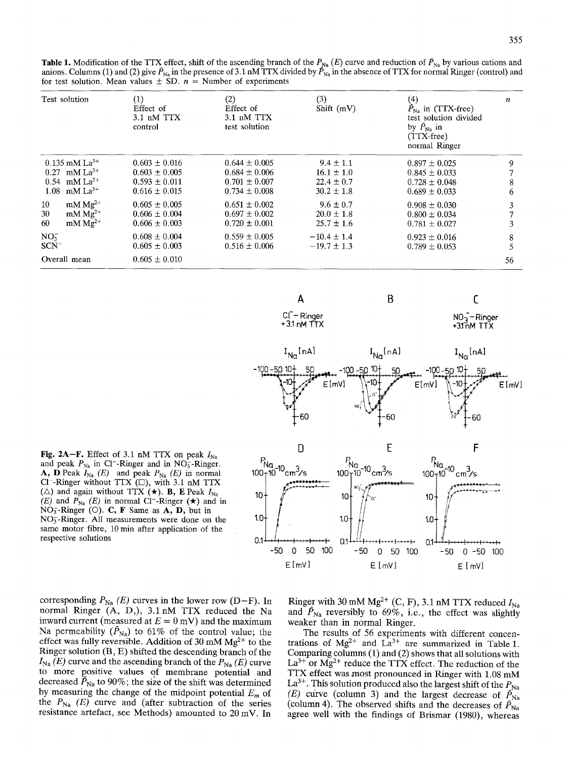**Table 1.** Modification of the TTX effect, shift of the ascending branch of the $P_{Na}$ $(E)$ curve and reduction of $\bar{P}_{Na}$ by various cations and anions. Columns (1) and (2) give $\bar{P}_{Na}$ in the presence of 3.1 nM TTX divided by $\bar{P}_{Na}$ in the absence of TTX for normal Ringer (control) and for test solution. Mean values ± SD. $n$ = Number of experiments

| Test solution | (1) Effect of 3.1 nM TTX control | (2) Effect of 3.1 nM TTX test solution | (3) Shift (mV) | (4) $\bar{P}_{Na}$ in (TTX-free) test solution divided by $\bar{P}_{Na}$ in (TTX-free) normal Ringer | $n$ |
|---|---|---|---|---|---|
| 0.135 mM $La^{3+}$ | 0.603 ± 0.016 | 0.644 ± 0.005 | 9.4 ± 1.1 | 0.897 ± 0.025 | 9 |
| 0.27 mM $La^{3+}$ | 0.603 ± 0.005 | 0.684 ± 0.006 | 16.1 ± 1.0 | 0.845 ± 0.033 | 7 |
| 0.54 mM $La^{3+}$ | 0.593 ± 0.011 | 0.701 ± 0.007 | 22.4 ± 0.7 | 0.728 ± 0.048 | 8 |
| 1.08 mM $La^{3+}$ | 0.616 ± 0.015 | 0.734 ± 0.008 | 30.2 ± 1.8 | 0.689 ± 0.033 | 6 |
| 10 mM $Mg^{2+}$ | 0.605 ± 0.005 | 0.651 ± 0.002 | 9.6 ± 0.7 | 0.908 ± 0.030 | 3 |
| 30 mM $Mg^{2+}$ | 0.606 ± 0.004 | 0.697 ± 0.002 | 20.0 ± 1.8 | 0.800 ± 0.034 | 7 |
| 60 mM $Mg^{2+}$ | 0.606 ± 0.003 | 0.720 ± 0.001 | 25.7 ± 1.6 | 0.781 ± 0.027 | 3 |
| $NO_3^-$ | 0.608 ± 0.004 | 0.559 ± 0.005 | −10.4 ± 1.4 | 0.923 ± 0.016 | 8 |
| $SCN^-$ | 0.605 ± 0.003 | 0.516 ± 0.006 | −19.7 ± 1.3 | 0.789 ± 0.053 | 5 |
| Overall mean | 0.605 ± 0.010 | | | | 56 |

**Fig. 2A–F.** Effect of 3.1 nM TTX on peak $I_{Na}$ and peak $P_{Na}$ in $Cl^-$-Ringer and in $NO_3^-$-Ringer. **A, D** Peak $I_{Na}$ $(E)$ and peak $P_{Na}$ $(E)$ in normal $Cl^-$-Ringer without TTX (□), with 3.1 nM TTX (△) and again without TTX (★). **B, E** Peak $I_{Na}$ $(E)$ and $P_{Na}$ $(E)$ in normal $Cl^-$-Ringer (★) and in $NO_3^-$-Ringer (○). **C, F** Same as **A, D**, but in $NO_3^-$-Ringer. All measurements were done on the same motor fibre, 10 min after application of the respective solutions

corresponding $P_{Na}$ $(E)$ curves in the lower row (D–F). In normal Ringer (A, D,), 3.1 nM TTX reduced the Na inward current (measured at $E$ = 0 mV) and the maximum Na permeability ($\bar{P}_{Na}$) to 61% of the control value; the effect was fully reversible. Addition of 30 mM $Mg^{2+}$ to the Ringer solution (B, E) shifted the descending branch of the $I_{Na}$ $(E)$ curve and the ascending branch of the $P_{Na}$ $(E)$ curve to more positive values of membrane potential and decreased $\bar{P}_{Na}$ to 90%; the size of the shift was determined by measuring the change of the midpoint potential $E_m$ of the $P_{Na}$ $(E)$ curve and (after subtraction of the series resistance artefact, see Methods) amounted to 20 mV. In Ringer with 30 mM $Mg^{2+}$ (C, F), 3.1 nM TTX reduced $I_{Na}$ and $\bar{P}_{Na}$ reversibly to 69%, i.e., the effect was slightly weaker than in normal Ringer.

The results of 56 experiments with different concentrations of $Mg^{2+}$ and $La^{3+}$ are summarized in Table 1. Comparing columns (1) and (2) shows that all solutions with $La^{3+}$ or $Mg^{2+}$ reduce the TTX effect. The reduction of the TTX effect was most pronounced in Ringer with 1.08 mM $La^{3+}$. This solution produced also the largest shift of the $P_{Na}$ $(E)$ curve (column 3) and the largest decrease of $\bar{P}_{Na}$ (column 4). The observed shifts and the decreases of $\bar{P}_{Na}$ agree well with the findings of Brismar (1980), whereas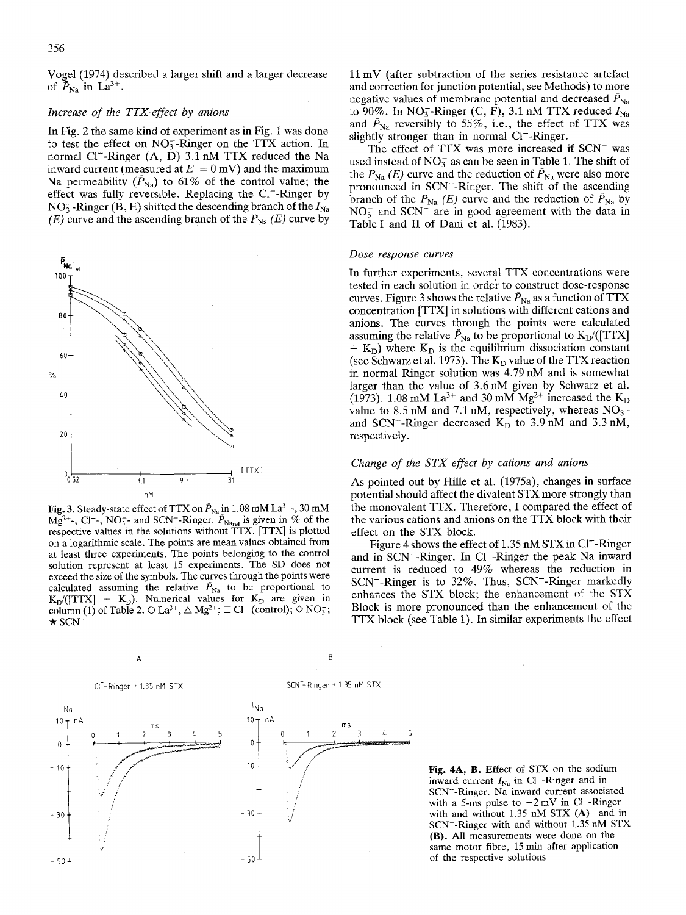Vogel (1974) described a larger shift and a larger decrease of $\bar{P}_{Na}$ in $La^{3+}$.

### *Increase of the TTX-effect by anions*

In Fig. 2 the same kind of experiment as in Fig. 1 was done to test the effect on $NO_3^-$-Ringer on the TTX action. In normal $Cl^-$-Ringer (A, D) 3.1 nM TTX reduced the Na inward current (measured at $E$ = 0 mV) and the maximum Na permeability ($\bar{P}_{Na}$) to 61% of the control value; the effect was fully reversible. Replacing the $Cl^-$-Ringer by $NO_3^-$-Ringer (B, E) shifted the descending branch of the $I_{Na}$ $(E)$ curve and the ascending branch of the $P_{Na}$ $(E)$ curve by 11 mV (after subtraction of the series resistance artefact and correction for junction potential, see Methods) to more negative values of membrane potential and decreased $\bar{P}_{Na}$ to 90%. In $NO_3^-$-Ringer (C, F), 3.1 nM TTX reduced $I_{Na}$ and $\bar{P}_{Na}$ reversibly to 55%, i.e., the effect of TTX was slightly stronger than in normal $Cl^-$-Ringer.

The effect of TTX was more increased if $SCN^-$ was used instead of $NO_3^-$ as can be seen in Table 1. The shift of the $P_{Na}$ $(E)$ curve and the reduction of $\bar{P}_{Na}$ were also more pronounced in $SCN^-$-Ringer. The shift of the ascending branch of the $P_{Na}$ $(E)$ curve and the reduction of $\bar{P}_{Na}$ by $NO_3^-$ and $SCN^-$ are in good agreement with the data in Table I and II of Dani et al. (1983).

Fig. 3. Steady-state effect of TTX on $\bar{P}_{Na}$ in 1.08 mM $La^{3+}$-, 30 mM $Mg^{2+}$-, $Cl^-$-, $NO_3^-$- and $SCN^-$-Ringer. $\bar{P}_{Na_{rel}}$ is given in % of the respective values in the solutions without TTX. [TTX] is plotted on a logarithmic scale. The points are mean values obtained from at least three experiments. The points belonging to the control solution represent at least 15 experiments. The SD does not exceed the size of the symbols. The curves through the points were calculated assuming the relative $\bar{P}_{Na}$ to be proportional to $K_D/([TTX] + K_D)$. Numerical values for $K_D$ are given in column (1) of Table 2. ○ $La^{3+}$, △ $Mg^{2+}$; □ $Cl^-$ (control); ◇ $NO_3^-$; ★ $SCN^-$

### *Dose response curves*

In further experiments, several TTX concentrations were tested in each solution in order to construct dose-response curves. Figure 3 shows the relative $\bar{P}_{Na}$ as a function of TTX concentration [TTX] in solutions with different cations and anions. The curves through the points were calculated assuming the relative $\bar{P}_{Na}$ to be proportional to $K_D/([TTX] + K_D)$ where $K_D$ is the equilibrium dissociation constant (see Schwarz et al. 1973). The $K_D$ value of the TTX reaction in normal Ringer solution was 4.79 nM and is somewhat larger than the value of 3.6 nM given by Schwarz et al. (1973). 1.08 mM $La^{3+}$ and 30 mM $Mg^{2+}$ increased the $K_D$ value to 8.5 nM and 7.1 nM, respectively, whereas $NO_3^-$- and $SCN^-$-Ringer decreased $K_D$ to 3.9 nM and 3.3 nM, respectively.

### *Change of the STX effect by cations and anions*

As pointed out by Hille et al. (1975a), changes in surface potential should affect the divalent STX more strongly than the monovalent TTX. Therefore, I compared the effect of the various cations and anions on the TTX block with their effect on the STX block.

Figure 4 shows the effect of 1.35 nM STX in $Cl^-$-Ringer and in $SCN^-$-Ringer. In $Cl^-$-Ringer the peak Na inward current is reduced to 49% whereas the reduction in $SCN^-$-Ringer is to 32%. Thus, $SCN^-$-Ringer markedly enhances the STX block; the enhancement of the STX Block is more pronounced than the enhancement of the TTX block (see Table 1). In similar experiments the effect

**Fig. 4A, B.** Effect of STX on the sodium inward current $I_{Na}$ in $Cl^-$-Ringer and in $SCN^-$-Ringer. Na inward current associated with a 5-ms pulse to $-2$ mV in $Cl^-$-Ringer with and without 1.35 nM STX (**A**) and in $SCN^-$-Ringer with and without 1.35 nM STX (**B**). All measurements were done on the same motor fibre, 15 min after application of the respective solutions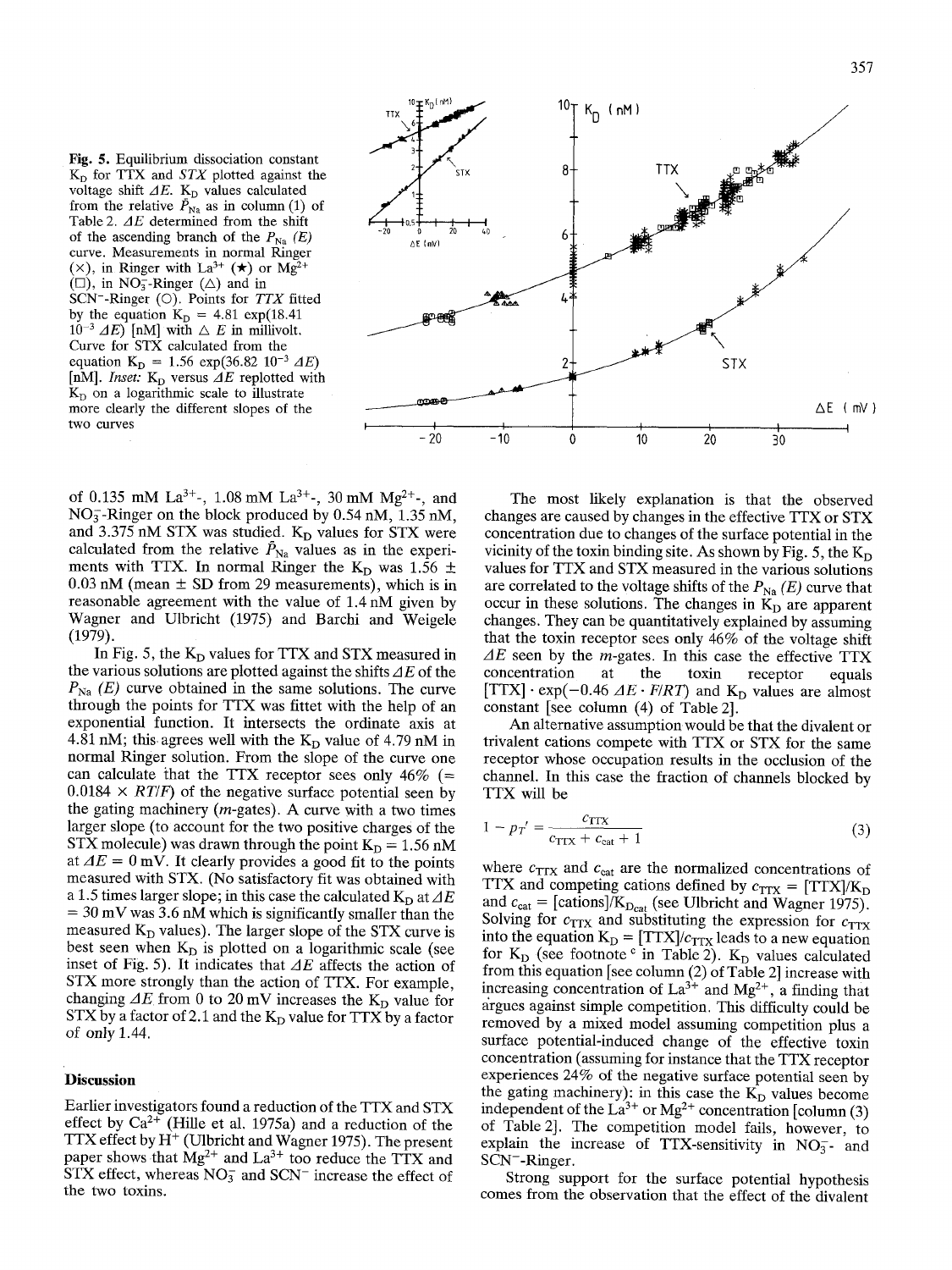**Fig. 5.** Equilibrium dissociation constant $K_D$ for TTX and *STX* plotted against the voltage shift $\Delta E$. $K_D$ values calculated from the relative $\bar{P}_{Na}$ as in column (1) of Table 2. $\Delta E$ determined from the shift of the ascending branch of the $P_{Na}$ *(E)* curve. Measurements in normal Ringer (×), in Ringer with $La^{3+}$ (★) or $Mg^{2+}$ (□), in $NO_3^-$-Ringer (△) and in $SCN^-$-Ringer (○). Points for *TTX* fitted by the equation $K_D = 4.81 \exp(18.41\ 10^{-3}\ \Delta E)$ [nM] with $\Delta E$ in millivolt. Curve for STX calculated from the equation $K_D = 1.56 \exp(36.82\ 10^{-3}\ \Delta E)$ [nM]. *Inset:* $K_D$ versus $\Delta E$ replotted with $K_D$ on a logarithmic scale to illustrate more clearly the different slopes of the two curves

of 0.135 mM $La^{3+}$-, 1.08 mM $La^{3+}$-, 30 mM $Mg^{2+}$-, and $NO_3^-$-Ringer on the block produced by 0.54 nM, 1.35 nM, and 3.375 nM STX was studied. $K_D$ values for STX were calculated from the relative $\bar{P}_{Na}$ values as in the experiments with TTX. In normal Ringer the $K_D$ was 1.56 ± 0.03 nM (mean ± SD from 29 measurements), which is in reasonable agreement with the value of 1.4 nM given by Wagner and Ulbricht (1975) and Barchi and Weigele (1979).

In Fig. 5, the $K_D$ values for TTX and STX measured in the various solutions are plotted against the shifts $\Delta E$ of the $P_{Na}$ *(E)* curve obtained in the same solutions. The curve through the points for TTX was fittet with the help of an exponential function. It intersects the ordinate axis at 4.81 nM; this agrees well with the $K_D$ value of 4.79 nM in normal Ringer solution. From the slope of the curve one can calculate that the TTX receptor sees only 46% (= 0.0184 × $RT/F$) of the negative surface potential seen by the gating machinery (*m*-gates). A curve with a two times larger slope (to account for the two positive charges of the STX molecule) was drawn through the point $K_D$ = 1.56 nM at $\Delta E$ = 0 mV. It clearly provides a good fit to the points measured with STX. (No satisfactory fit was obtained with a 1.5 times larger slope; in this case the calculated $K_D$ at $\Delta E$ = 30 mV was 3.6 nM which is significantly smaller than the measured $K_D$ values). The larger slope of the STX curve is best seen when $K_D$ is plotted on a logarithmic scale (see inset of Fig. 5). It indicates that $\Delta E$ affects the action of STX more strongly than the action of TTX. For example, changing $\Delta E$ from 0 to 20 mV increases the $K_D$ value for STX by a factor of 2.1 and the $K_D$ value for TTX by a factor of only 1.44.

## Discussion

Earlier investigators found a reduction of the TTX and STX effect by $Ca^{2+}$ (Hille et al. 1975a) and a reduction of the TTX effect by $H^+$ (Ulbricht and Wagner 1975). The present paper shows that $Mg^{2+}$ and $La^{3+}$ too reduce the TTX and STX effect, whereas $NO_3^-$ and $SCN^-$ increase the effect of the two toxins.

The most likely explanation is that the observed changes are caused by changes in the effective TTX or STX concentration due to changes of the surface potential in the vicinity of the toxin binding site. As shown by Fig. 5, the $K_D$ values for TTX and STX measured in the various solutions are correlated to the voltage shifts of the $P_{Na}$ *(E)* curve that occur in these solutions. The changes in $K_D$ are apparent changes. They can be quantitatively explained by assuming that the toxin receptor sees only 46% of the voltage shift $\Delta E$ seen by the *m*-gates. In this case the effective TTX concentration at the toxin receptor equals $[TTX] \cdot \exp(-0.46\ \Delta E \cdot F/RT)$ and $K_D$ values are almost constant [see column (4) of Table 2].

An alternative assumption would be that the divalent or trivalent cations compete with TTX or STX for the same receptor whose occupation results in the occlusion of the channel. In this case the fraction of channels blocked by TTX will be

$$1 - p_T' = \frac{c_{TTX}}{c_{TTX} + c_{cat} + 1} \tag{3}$$

where $c_{TTX}$ and $c_{cat}$ are the normalized concentrations of TTX and competing cations defined by $c_{TTX} = [TTX]/K_D$ and $c_{cat} = [cations]/K_{D_{cat}}$ (see Ulbricht and Wagner 1975). Solving for $c_{TTX}$ and substituting the expression for $c_{TTX}$ into the equation $K_D = [TTX]/c_{TTX}$ leads to a new equation for $K_D$ (see footnote [c] in Table 2). $K_D$ values calculated from this equation [see column (2) of Table 2] increase with increasing concentration of $La^{3+}$ and $Mg^{2+}$, a finding that argues against simple competition. This difficulty could be removed by a mixed model assuming competition plus a surface potential-induced change of the effective toxin concentration (assuming for instance that the TTX receptor experiences 24% of the negative surface potential seen by the gating machinery): in this case the $K_D$ values become independent of the $La^{3+}$ or $Mg^{2+}$ concentration [column (3) of Table 2]. The competition model fails, however, to explain the increase of TTX-sensitivity in $NO_3^-$- and $SCN^-$-Ringer.

Strong support for the surface potential hypothesis comes from the observation that the effect of the divalent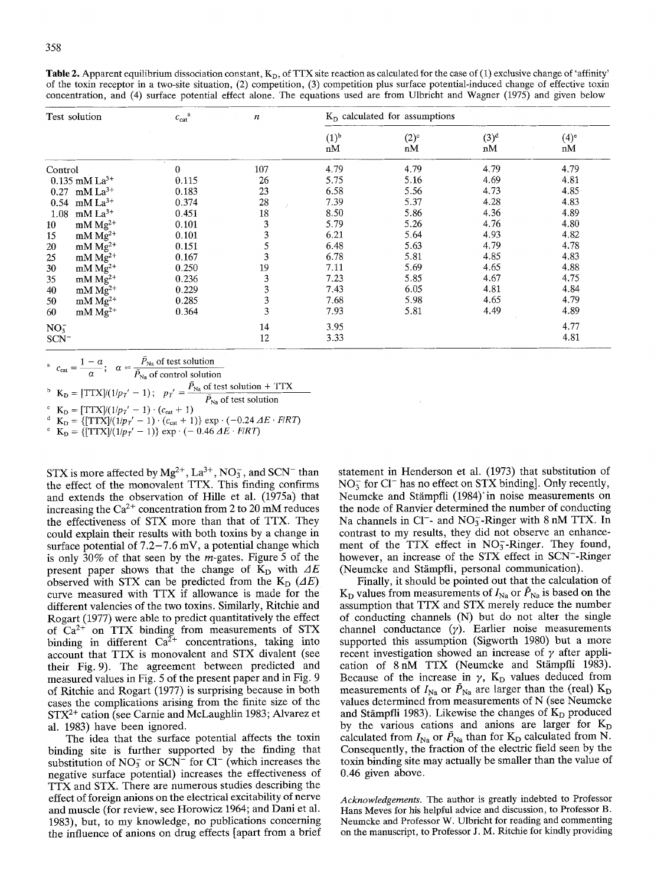**Table 2.** Apparent equilibrium dissociation constant, $K_D$, of TTX site reaction as calculated for the case of (1) exclusive change of 'affinity' of the toxin receptor in a two-site situation, (2) competition, (3) competition plus surface potential-induced change of effective toxin concentration, and (4) surface potential effect alone. The equations used are from Ulbricht and Wagner (1975) and given below

| Test solution | $c_{cat}$[a] | $n$ | $K_D$ calculated for assumptions | | | |
|---|---|---|---|---|---|---|
| | | | (1)[b] nM | (2)[c] nM | (3)[d] nM | (4)[e] nM |
| Control | 0 | 107 | 4.79 | 4.79 | 4.79 | 4.79 |
| 0.135 mM $La^{3+}$ | 0.115 | 26 | 5.75 | 5.16 | 4.69 | 4.81 |
| 0.27 mM $La^{3+}$ | 0.183 | 23 | 6.58 | 5.56 | 4.73 | 4.85 |
| 0.54 mM $La^{3+}$ | 0.374 | 28 | 7.39 | 5.37 | 4.28 | 4.83 |
| 1.08 mM $La^{3+}$ | 0.451 | 18 | 8.50 | 5.86 | 4.36 | 4.89 |
| 10 mM $Mg^{2+}$ | 0.101 | 3 | 5.79 | 5.26 | 4.76 | 4.80 |
| 15 mM $Mg^{2+}$ | 0.101 | 3 | 6.21 | 5.64 | 4.93 | 4.82 |
| 20 mM $Mg^{2+}$ | 0.151 | 5 | 6.48 | 5.63 | 4.79 | 4.78 |
| 25 mM $Mg^{2+}$ | 0.167 | 3 | 6.78 | 5.81 | 4.85 | 4.83 |
| 30 mM $Mg^{2+}$ | 0.250 | 19 | 7.11 | 5.69 | 4.65 | 4.88 |
| 35 mM $Mg^{2+}$ | 0.236 | 3 | 7.23 | 5.85 | 4.67 | 4.75 |
| 40 mM $Mg^{2+}$ | 0.229 | 3 | 7.43 | 6.05 | 4.81 | 4.84 |
| 50 mM $Mg^{2+}$ | 0.285 | 3 | 7.68 | 5.98 | 4.65 | 4.79 |
| 60 mM $Mg^{2+}$ | 0.364 | 3 | 7.93 | 5.81 | 4.49 | 4.89 |
| $NO_3^-$ | | 14 | 3.95 | | | 4.77 |
| $SCN^-$ | | 12 | 3.33 | | | 4.81 |

[a] $c_{cat} = \dfrac{1-\alpha}{\alpha}$; $\alpha = \dfrac{\bar{P}_{Na} \text{ of test solution}}{\bar{P}_{Na} \text{ of control solution}}$

[b] $K_D = [\text{TTX}]/(1/p_T' - 1)$; $p_T' = \dfrac{\bar{P}_{Na} \text{ of test solution + TTX}}{\bar{P}_{Na} \text{ of test solution}}$

[c] $K_D = [\text{TTX}]/(1/p_T' - 1) \cdot (c_{cat} + 1)$

[d] $K_D = \{[\text{TTX}]/(1/p_T' - 1) \cdot (c_{cat} + 1)\} \exp \cdot (-0.24 \Delta E \cdot F/RT)$

[e] $K_D = \{[\text{TTX}]/(1/p_T' - 1)\} \exp \cdot (-0.46 \Delta E \cdot F/RT)$

STX is more affected by $Mg^{2+}$, $La^{3+}$, $NO_3^-$, and $SCN^-$ than the effect of the monovalent TTX. This finding confirms and extends the observation of Hille et al. (1975a) that increasing the $Ca^{2+}$ concentration from 2 to 20 mM reduces the effectiveness of STX more than that of TTX. They could explain their results with both toxins by a change in surface potential of 7.2–7.6 mV, a potential change which is only 30% of that seen by the $m$-gates. Figure 5 of the present paper shows that the change of $K_D$ with $\Delta E$ observed with STX can be predicted from the $K_D$ ($\Delta E$) curve measured with TTX if allowance is made for the different valencies of the two toxins. Similarly, Ritchie and Rogart (1977) were able to predict quantitatively the effect of $Ca^{2+}$ on TTX binding from measurements of STX binding in different $Ca^{2+}$ concentrations, taking into account that TTX is monovalent and STX divalent (see their Fig. 9). The agreement between predicted and measured values in Fig. 5 of the present paper and in Fig. 9 of Ritchie and Rogart (1977) is surprising because in both cases the complications arising from the finite size of the $STX^{2+}$ cation (see Carnie and McLaughlin 1983; Alvarez et al. 1983) have been ignored.

The idea that the surface potential affects the toxin binding site is further supported by the finding that substitution of $NO_3^-$ or $SCN^-$ for $Cl^-$ (which increases the negative surface potential) increases the effectiveness of TTX and STX. There are numerous studies describing the effect of foreign anions on the electrical excitability of nerve and muscle (for review, see Horowicz 1964; and Dani et al. 1983), but, to my knowledge, no publications concerning the influence of anions on drug effects [apart from a brief statement in Henderson et al. (1973) that substitution of $NO_3^-$ for $Cl^-$ has no effect on STX binding]. Only recently, Neumcke and Stämpfli (1984) in noise measurements on the node of Ranvier determined the number of conducting Na channels in $Cl^-$- and $NO_3^-$-Ringer with 8 nM TTX. In contrast to my results, they did not observe an enhancement of the TTX effect in $NO_3^-$-Ringer. They found, however, an increase of the STX effect in $SCN^-$-Ringer (Neumcke and Stämpfli, personal communication).

Finally, it should be pointed out that the calculation of $K_D$ values from measurements of $I_{Na}$ or $\bar{P}_{Na}$ is based on the assumption that TTX and STX merely reduce the number of conducting channels (N) but do not alter the single channel conductance ($\gamma$). Earlier noise measurements supported this assumption (Sigworth 1980) but a more recent investigation showed an increase of $\gamma$ after application of 8 nM TTX (Neumcke and Stämpfli 1983). Because of the increase in $\gamma$, $K_D$ values deduced from measurements of $I_{Na}$ or $\bar{P}_{Na}$ are larger than the (real) $K_D$ values determined from measurements of N (see Neumcke and Stämpfli 1983). Likewise the changes of $K_D$ produced by the various cations and anions are larger for $K_D$ calculated from $I_{Na}$ or $\bar{P}_{Na}$ than for $K_D$ calculated from N. Consequently, the fraction of the electric field seen by the toxin binding site may actually be smaller than the value of 0.46 given above.

*Acknowledgements.* The author is greatly indebted to Professor Hans Meves for his helpful advice and discussion, to Professor B. Neumcke and Professor W. Ulbricht for reading and commenting on the manuscript, to Professor J. M. Ritchie for kindly providing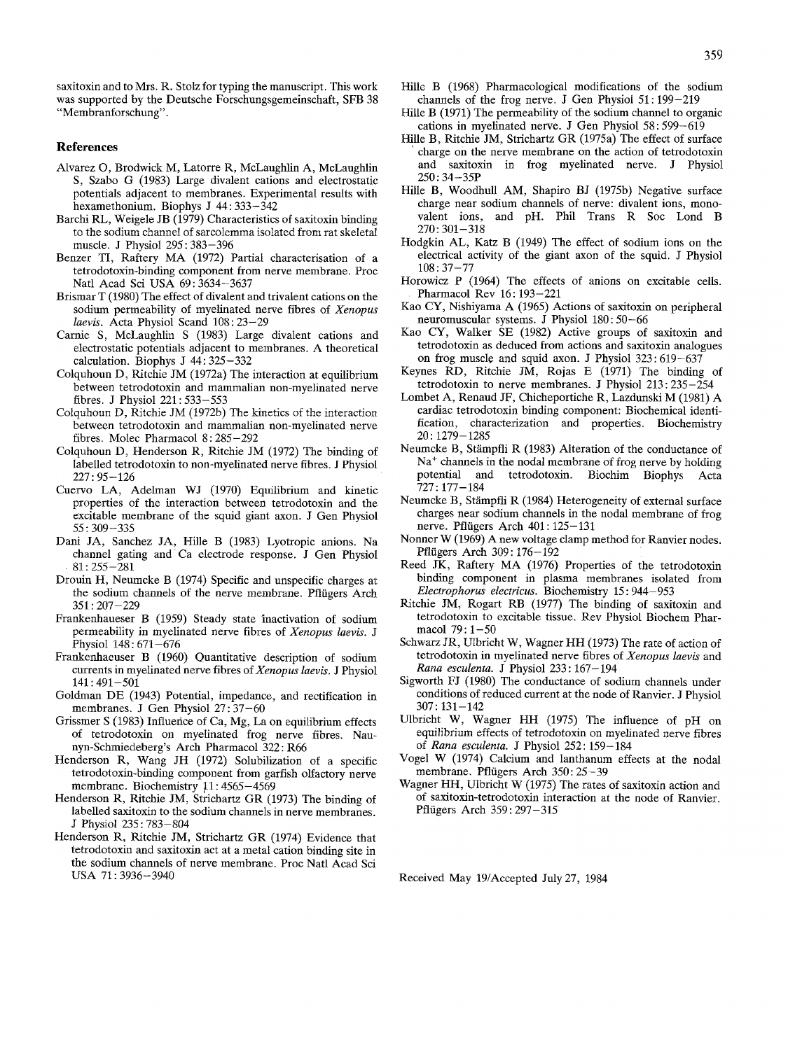saxitoxin and to Mrs. R. Stolz for typing the manuscript. This work was supported by the Deutsche Forschungsgemeinschaft, SFB 38 "Membranforschung".

## References

Alvarez O, Brodwick M, Latorre R, McLaughlin A, McLaughlin S, Szabo G (1983) Large divalent cations and electrostatic potentials adjacent to membranes. Experimental results with hexamethonium. Biophys J 44: 333–342

Barchi RL, Weigele JB (1979) Characteristics of saxitoxin binding to the sodium channel of sarcolemma isolated from rat skeletal muscle. J Physiol 295: 383–396

Benzer TI, Raftery MA (1972) Partial characterisation of a tetrodotoxin-binding component from nerve membrane. Proc Natl Acad Sci USA 69: 3634–3637

Brismar T (1980) The effect of divalent and trivalent cations on the sodium permeability of myelinated nerve fibres of *Xenopus laevis*. Acta Physiol Scand 108: 23–29

Carnie S, McLaughlin S (1983) Large divalent cations and electrostatic potentials adjacent to membranes. A theoretical calculation. Biophys J 44: 325–332

Colquhoun D, Ritchie JM (1972a) The interaction at equilibrium between tetrodotoxin and mammalian non-myelinated nerve fibres. J Physiol 221: 533–553

Colquhoun D, Ritchie JM (1972b) The kinetics of the interaction between tetrodotoxin and mammalian non-myelinated nerve fibres. Molec Pharmacol 8: 285–292

Colquhoun D, Henderson R, Ritchie JM (1972) The binding of labelled tetrodotoxin to non-myelinated nerve fibres. J Physiol 227: 95–126

Cuervo LA, Adelman WJ (1970) Equilibrium and kinetic properties of the interaction between tetrodotoxin and the excitable membrane of the squid giant axon. J Gen Physiol 55: 309–335

Dani JA, Sanchez JA, Hille B (1983) Lyotropic anions. Na channel gating and Ca electrode response. J Gen Physiol 81: 255–281

Drouin H, Neumcke B (1974) Specific and unspecific charges at the sodium channels of the nerve membrane. Pflügers Arch 351: 207–229

Frankenhaeuser B (1959) Steady state inactivation of sodium permeability in myelinated nerve fibres of *Xenopus laevis*. J Physiol 148: 671–676

Frankenhaeuser B (1960) Quantitative description of sodium currents in myelinated nerve fibres of *Xenopus laevis*. J Physiol 141: 491–501

Goldman DE (1943) Potential, impedance, and rectification in membranes. J Gen Physiol 27: 37–60

Grissmer S (1983) Influence of Ca, Mg, La on equilibrium effects of tetrodotoxin on myelinated frog nerve fibres. Naunyn-Schmiedeberg's Arch Pharmacol 322: R66

Henderson R, Wang JH (1972) Solubilization of a specific tetrodotoxin-binding component from garfish olfactory nerve membrane. Biochemistry 11: 4565–4569

Henderson R, Ritchie JM, Strichartz GR (1973) The binding of labelled saxitoxin to the sodium channels in nerve membranes. J Physiol 235: 783–804

Henderson R, Ritchie JM, Strichartz GR (1974) Evidence that tetrodotoxin and saxitoxin act at a metal cation binding site in the sodium channels of nerve membrane. Proc Natl Acad Sci USA 71: 3936–3940

Hille B (1968) Pharmacological modifications of the sodium channels of the frog nerve. J Gen Physiol 51: 199–219

Hille B (1971) The permeability of the sodium channel to organic cations in myelinated nerve. J Gen Physiol 58: 599–619

Hille B, Ritchie JM, Strichartz GR (1975a) The effect of surface charge on the nerve membrane on the action of tetrodotoxin and saxitoxin in frog myelinated nerve. J Physiol 250: 34–35P

Hille B, Woodhull AM, Shapiro BJ (1975b) Negative surface charge near sodium channels of nerve: divalent ions, monovalent ions, and pH. Phil Trans R Soc Lond B 270: 301–318

Hodgkin AL, Katz B (1949) The effect of sodium ions on the electrical activity of the giant axon of the squid. J Physiol 108: 37–77

Horowicz P (1964) The effects of anions on excitable cells. Pharmacol Rev 16: 193–221

Kao CY, Nishiyama A (1965) Actions of saxitoxin on peripheral neuromuscular systems. J Physiol 180: 50–66

Kao CY, Walker SE (1982) Active groups of saxitoxin and tetrodotoxin as deduced from actions and saxitoxin analogues on frog muscle and squid axon. J Physiol 323: 619–637

Keynes RD, Ritchie JM, Rojas E (1971) The binding of tetrodotoxin to nerve membranes. J Physiol 213: 235–254

Lombet A, Renaud JF, Chicheportiche R, Lazdunski M (1981) A cardiac tetrodotoxin binding component: Biochemical identification, characterization and properties. Biochemistry 20: 1279–1285

Neumcke B, Stämpfli R (1983) Alteration of the conductance of $Na^+$ channels in the nodal membrane of frog nerve by holding potential and tetrodotoxin. Biochim Biophys Acta 727: 177–184

Neumcke B, Stämpfli R (1984) Heterogeneity of external surface charges near sodium channels in the nodal membrane of frog nerve. Pflügers Arch 401: 125–131

Nonner W (1969) A new voltage clamp method for Ranvier nodes. Pflügers Arch 309: 176–192

Reed JK, Raftery MA (1976) Properties of the tetrodotoxin binding component in plasma membranes isolated from *Electrophorus electricus*. Biochemistry 15: 944–953

Ritchie JM, Rogart RB (1977) The binding of saxitoxin and tetrodotoxin to excitable tissue. Rev Physiol Biochem Pharmacol 79: 1–50

Schwarz JR, Ulbricht W, Wagner HH (1973) The rate of action of tetrodotoxin in myelinated nerve fibres of *Xenopus laevis* and *Rana esculenta*. J Physiol 233: 167–194

Sigworth FJ (1980) The conductance of sodium channels under conditions of reduced current at the node of Ranvier. J Physiol 307: 131–142

Ulbricht W, Wagner HH (1975) The influence of pH on equilibrium effects of tetrodotoxin on myelinated nerve fibres of *Rana esculenta*. J Physiol 252: 159–184

Vogel W (1974) Calcium and lanthanum effects at the nodal membrane. Pflügers Arch 350: 25–39

Wagner HH, Ulbricht W (1975) The rates of saxitoxin action and of saxitoxin-tetrodotoxin interaction at the node of Ranvier. Pflügers Arch 359: 297–315

Received May 19/Accepted July 27, 1984